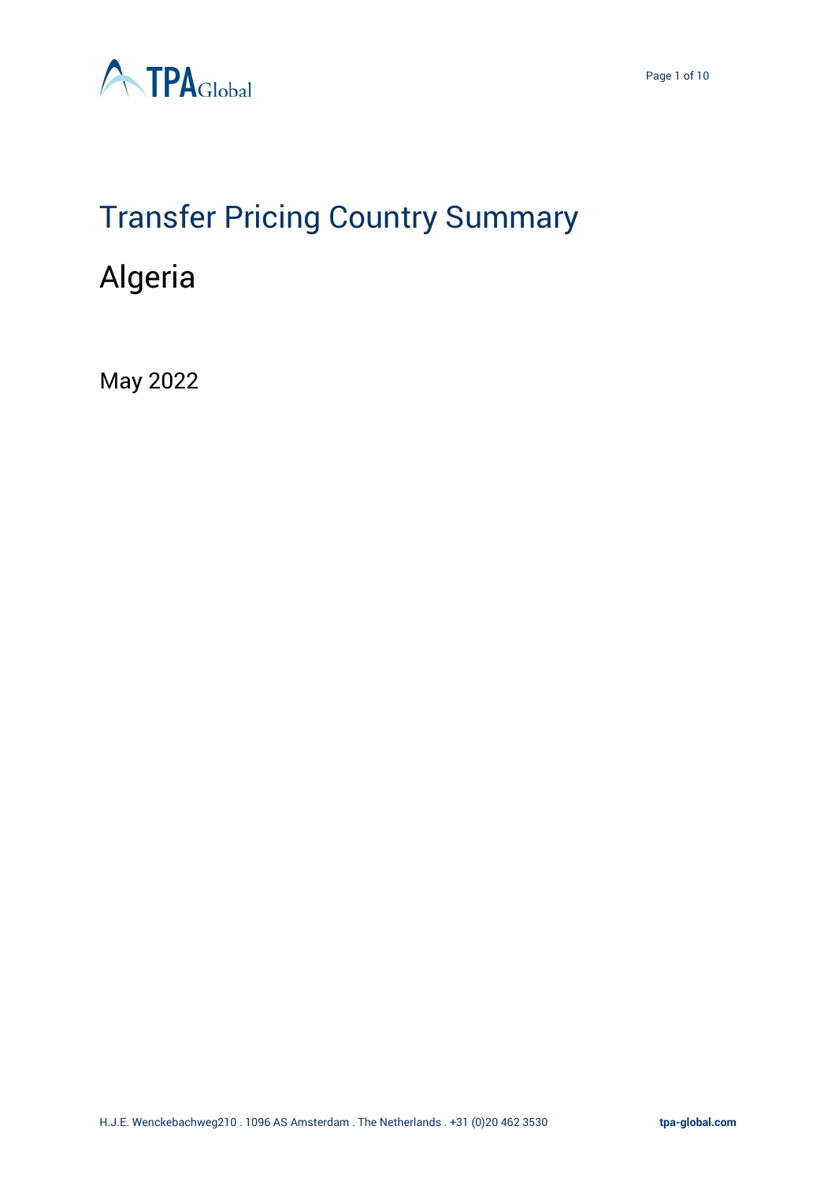# Transfer Pricing Country Summary

## Algeria

May 2022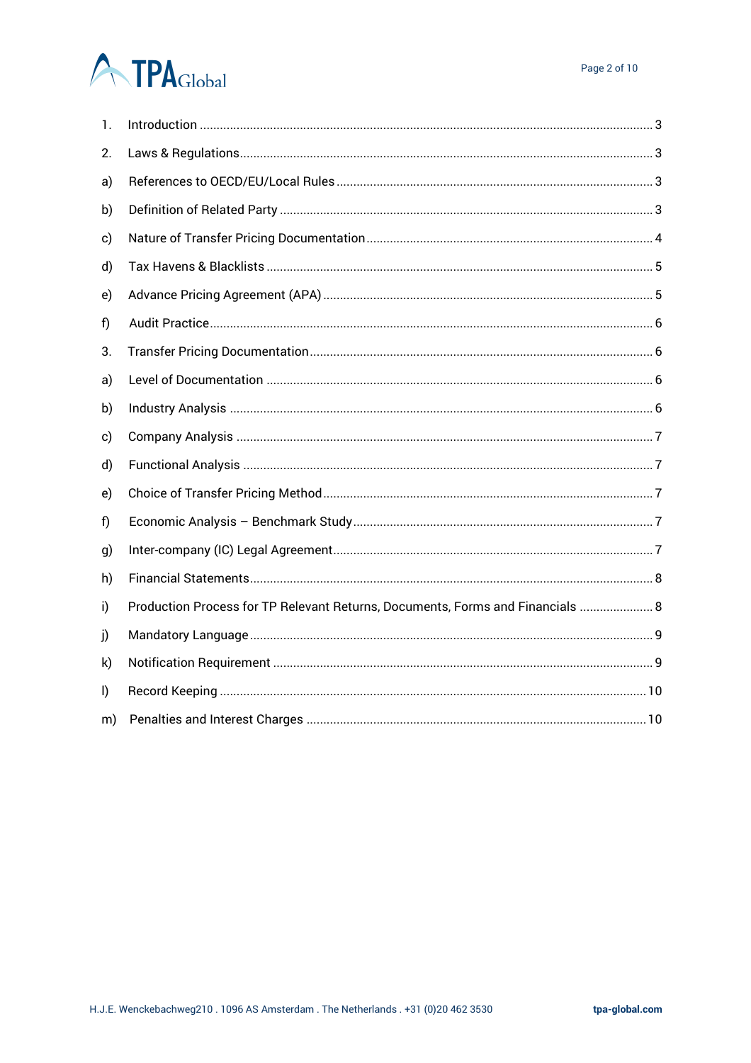1. Introduction ..... 3
2. Laws & Regulations ..... 3

a) References to OECD/EU/Local Rules ..... 3

b) Definition of Related Party ..... 3

c) Nature of Transfer Pricing Documentation ..... 4

d) Tax Havens & Blacklists ..... 5

e) Advance Pricing Agreement (APA) ..... 5

f) Audit Practice ..... 6

3. Transfer Pricing Documentation ..... 6

a) Level of Documentation ..... 6

b) Industry Analysis ..... 6

c) Company Analysis ..... 7

d) Functional Analysis ..... 7

e) Choice of Transfer Pricing Method ..... 7

f) Economic Analysis – Benchmark Study ..... 7

g) Inter-company (IC) Legal Agreement ..... 7

h) Financial Statements ..... 8

i) Production Process for TP Relevant Returns, Documents, Forms and Financials ..... 8

j) Mandatory Language ..... 9

k) Notification Requirement ..... 9

l) Record Keeping ..... 10

m) Penalties and Interest Charges ..... 10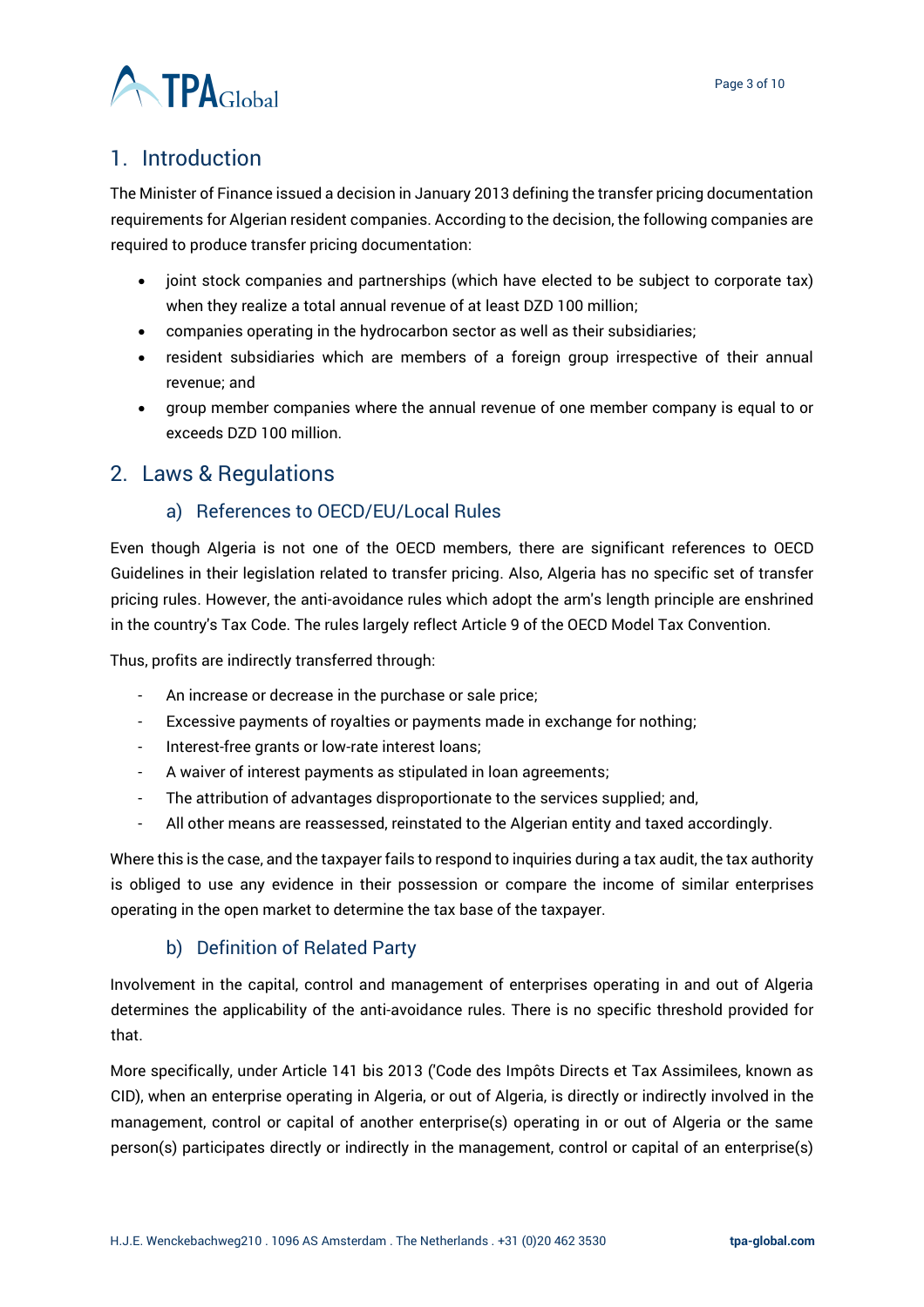## 1. Introduction

The Minister of Finance issued a decision in January 2013 defining the transfer pricing documentation requirements for Algerian resident companies. According to the decision, the following companies are required to produce transfer pricing documentation:

- joint stock companies and partnerships (which have elected to be subject to corporate tax) when they realize a total annual revenue of at least DZD 100 million;
- companies operating in the hydrocarbon sector as well as their subsidiaries;
- resident subsidiaries which are members of a foreign group irrespective of their annual revenue; and
- group member companies where the annual revenue of one member company is equal to or exceeds DZD 100 million.

## 2. Laws & Regulations

### a) References to OECD/EU/Local Rules

Even though Algeria is not one of the OECD members, there are significant references to OECD Guidelines in their legislation related to transfer pricing. Also, Algeria has no specific set of transfer pricing rules. However, the anti-avoidance rules which adopt the arm's length principle are enshrined in the country's Tax Code. The rules largely reflect Article 9 of the OECD Model Tax Convention.

Thus, profits are indirectly transferred through:

- An increase or decrease in the purchase or sale price;
- Excessive payments of royalties or payments made in exchange for nothing;
- Interest-free grants or low-rate interest loans;
- A waiver of interest payments as stipulated in loan agreements;
- The attribution of advantages disproportionate to the services supplied; and,
- All other means are reassessed, reinstated to the Algerian entity and taxed accordingly.

Where this is the case, and the taxpayer fails to respond to inquiries during a tax audit, the tax authority is obliged to use any evidence in their possession or compare the income of similar enterprises operating in the open market to determine the tax base of the taxpayer.

### b) Definition of Related Party

Involvement in the capital, control and management of enterprises operating in and out of Algeria determines the applicability of the anti-avoidance rules. There is no specific threshold provided for that.

More specifically, under Article 141 bis 2013 ('Code des Impôts Directs et Tax Assimilees, known as CID), when an enterprise operating in Algeria, or out of Algeria, is directly or indirectly involved in the management, control or capital of another enterprise(s) operating in or out of Algeria or the same person(s) participates directly or indirectly in the management, control or capital of an enterprise(s)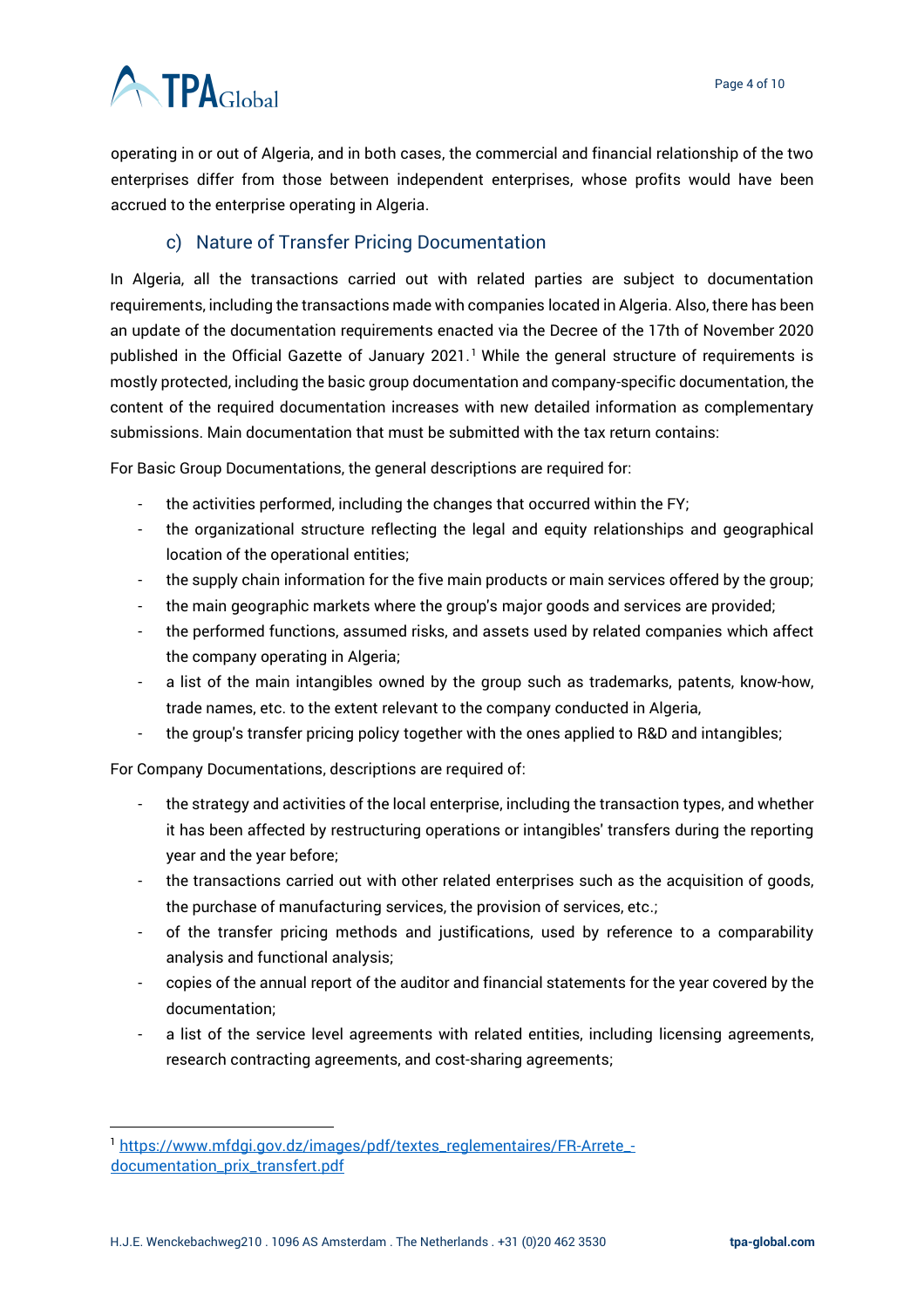operating in or out of Algeria, and in both cases, the commercial and financial relationship of the two enterprises differ from those between independent enterprises, whose profits would have been accrued to the enterprise operating in Algeria.

### c) Nature of Transfer Pricing Documentation

In Algeria, all the transactions carried out with related parties are subject to documentation requirements, including the transactions made with companies located in Algeria. Also, there has been an update of the documentation requirements enacted via the Decree of the 17th of November 2020 published in the Official Gazette of January 2021.[1] While the general structure of requirements is mostly protected, including the basic group documentation and company-specific documentation, the content of the required documentation increases with new detailed information as complementary submissions. Main documentation that must be submitted with the tax return contains:

For Basic Group Documentations, the general descriptions are required for:

- the activities performed, including the changes that occurred within the FY;
- the organizational structure reflecting the legal and equity relationships and geographical location of the operational entities;
- the supply chain information for the five main products or main services offered by the group;
- the main geographic markets where the group's major goods and services are provided;
- the performed functions, assumed risks, and assets used by related companies which affect the company operating in Algeria;
- a list of the main intangibles owned by the group such as trademarks, patents, know-how, trade names, etc. to the extent relevant to the company conducted in Algeria,
- the group's transfer pricing policy together with the ones applied to R&D and intangibles;

For Company Documentations, descriptions are required of:

- the strategy and activities of the local enterprise, including the transaction types, and whether it has been affected by restructuring operations or intangibles' transfers during the reporting year and the year before;
- the transactions carried out with other related enterprises such as the acquisition of goods, the purchase of manufacturing services, the provision of services, etc.;
- of the transfer pricing methods and justifications, used by reference to a comparability analysis and functional analysis;
- copies of the annual report of the auditor and financial statements for the year covered by the documentation;
- a list of the service level agreements with related entities, including licensing agreements, research contracting agreements, and cost-sharing agreements;

[1] https://www.mfdgi.gov.dz/images/pdf/textes_reglementaires/FR-Arrete_-documentation_prix_transfert.pdf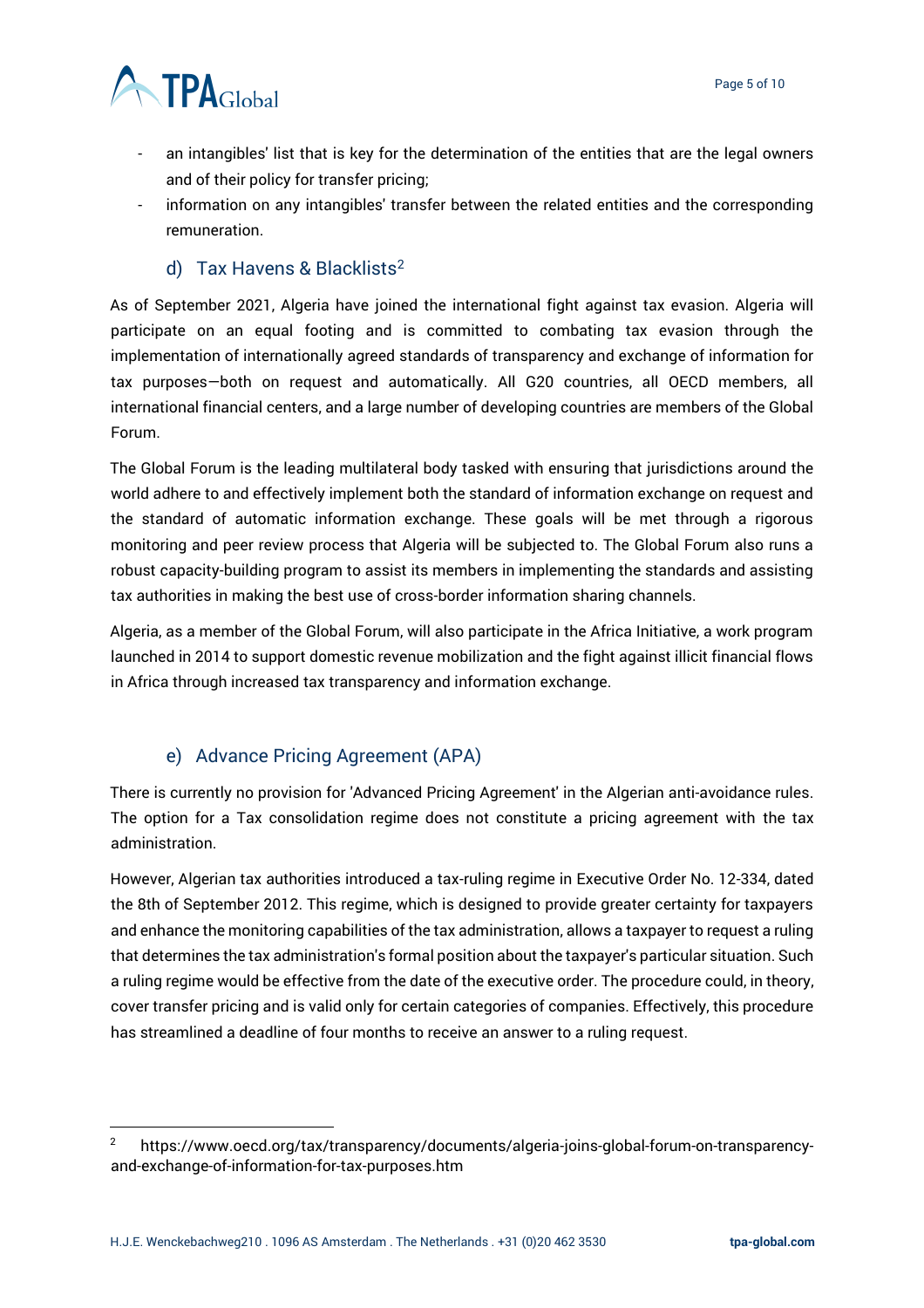- an intangibles' list that is key for the determination of the entities that are the legal owners and of their policy for transfer pricing;
- information on any intangibles' transfer between the related entities and the corresponding remuneration.

### d) Tax Havens & Blacklists[2]

As of September 2021, Algeria have joined the international fight against tax evasion. Algeria will participate on an equal footing and is committed to combating tax evasion through the implementation of internationally agreed standards of transparency and exchange of information for tax purposes—both on request and automatically. All G20 countries, all OECD members, all international financial centers, and a large number of developing countries are members of the Global Forum.

The Global Forum is the leading multilateral body tasked with ensuring that jurisdictions around the world adhere to and effectively implement both the standard of information exchange on request and the standard of automatic information exchange. These goals will be met through a rigorous monitoring and peer review process that Algeria will be subjected to. The Global Forum also runs a robust capacity-building program to assist its members in implementing the standards and assisting tax authorities in making the best use of cross-border information sharing channels.

Algeria, as a member of the Global Forum, will also participate in the Africa Initiative, a work program launched in 2014 to support domestic revenue mobilization and the fight against illicit financial flows in Africa through increased tax transparency and information exchange.

### e) Advance Pricing Agreement (APA)

There is currently no provision for 'Advanced Pricing Agreement' in the Algerian anti-avoidance rules. The option for a Tax consolidation regime does not constitute a pricing agreement with the tax administration.

However, Algerian tax authorities introduced a tax-ruling regime in Executive Order No. 12-334, dated the 8th of September 2012. This regime, which is designed to provide greater certainty for taxpayers and enhance the monitoring capabilities of the tax administration, allows a taxpayer to request a ruling that determines the tax administration's formal position about the taxpayer's particular situation. Such a ruling regime would be effective from the date of the executive order. The procedure could, in theory, cover transfer pricing and is valid only for certain categories of companies. Effectively, this procedure has streamlined a deadline of four months to receive an answer to a ruling request.

---

[2] https://www.oecd.org/tax/transparency/documents/algeria-joins-global-forum-on-transparency-and-exchange-of-information-for-tax-purposes.htm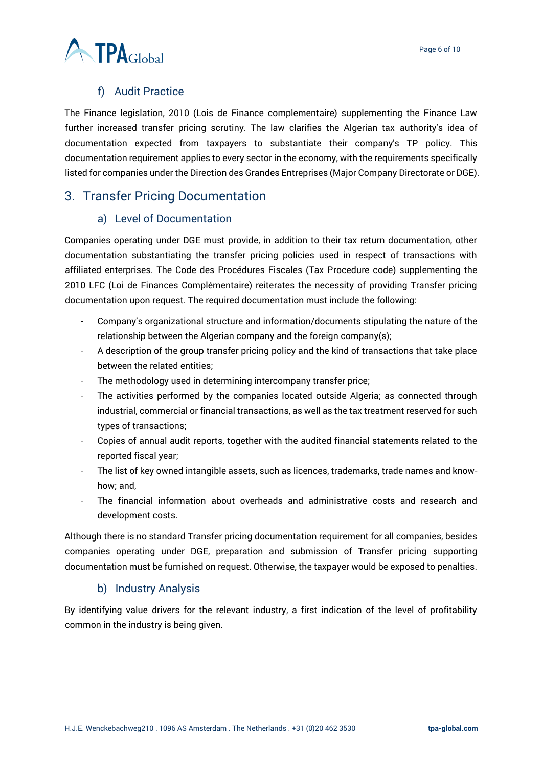### f) Audit Practice

The Finance legislation, 2010 (Lois de Finance complementaire) supplementing the Finance Law further increased transfer pricing scrutiny. The law clarifies the Algerian tax authority's idea of documentation expected from taxpayers to substantiate their company's TP policy. This documentation requirement applies to every sector in the economy, with the requirements specifically listed for companies under the Direction des Grandes Entreprises (Major Company Directorate or DGE).

## 3. Transfer Pricing Documentation

### a) Level of Documentation

Companies operating under DGE must provide, in addition to their tax return documentation, other documentation substantiating the transfer pricing policies used in respect of transactions with affiliated enterprises. The Code des Procédures Fiscales (Tax Procedure code) supplementing the 2010 LFC (Loi de Finances Complémentaire) reiterates the necessity of providing Transfer pricing documentation upon request. The required documentation must include the following:

- Company's organizational structure and information/documents stipulating the nature of the relationship between the Algerian company and the foreign company(s);
- A description of the group transfer pricing policy and the kind of transactions that take place between the related entities;
- The methodology used in determining intercompany transfer price;
- The activities performed by the companies located outside Algeria; as connected through industrial, commercial or financial transactions, as well as the tax treatment reserved for such types of transactions;
- Copies of annual audit reports, together with the audited financial statements related to the reported fiscal year;
- The list of key owned intangible assets, such as licences, trademarks, trade names and know-how; and,
- The financial information about overheads and administrative costs and research and development costs.

Although there is no standard Transfer pricing documentation requirement for all companies, besides companies operating under DGE, preparation and submission of Transfer pricing supporting documentation must be furnished on request. Otherwise, the taxpayer would be exposed to penalties.

### b) Industry Analysis

By identifying value drivers for the relevant industry, a first indication of the level of profitability common in the industry is being given.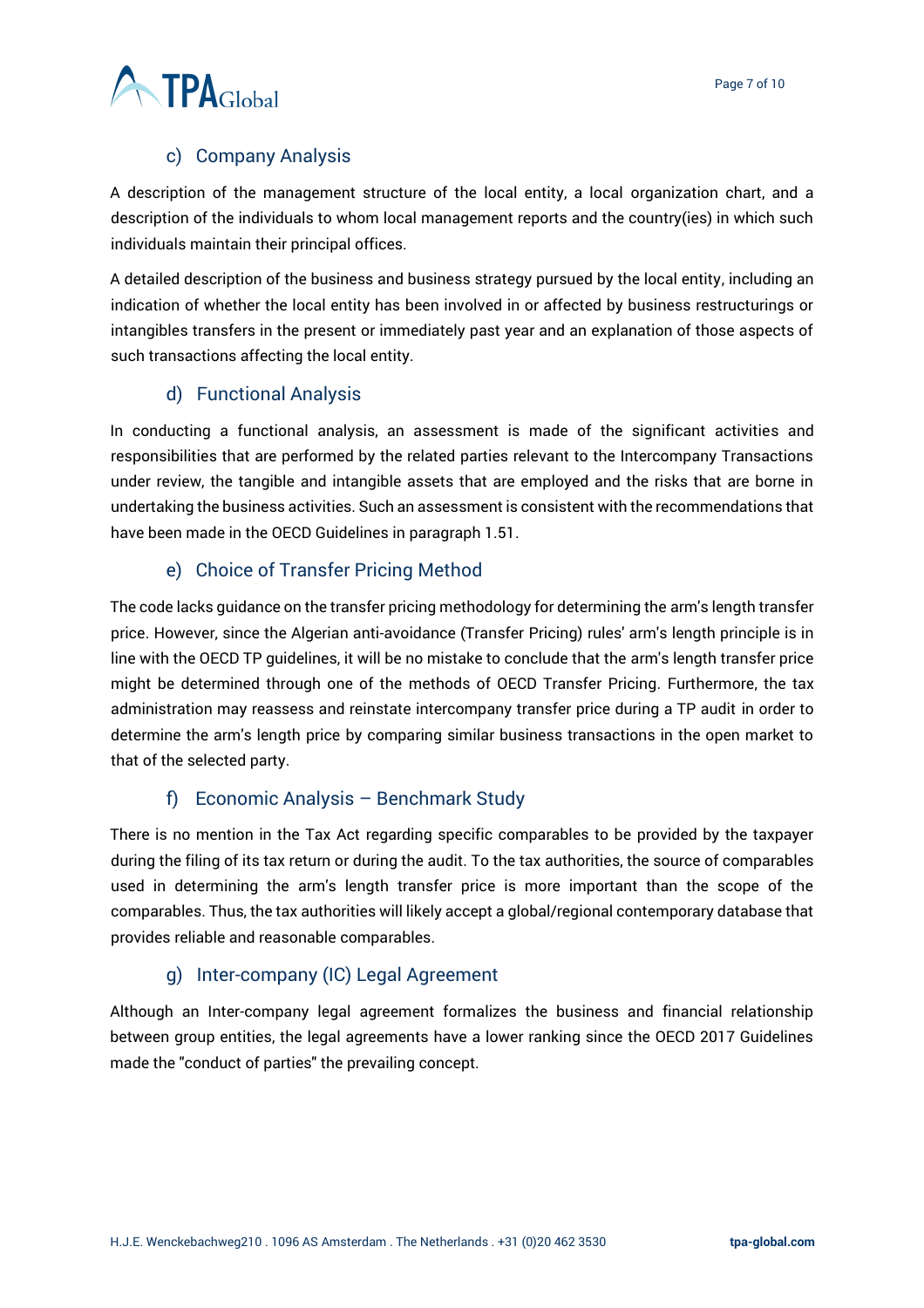### c) Company Analysis

A description of the management structure of the local entity, a local organization chart, and a description of the individuals to whom local management reports and the country(ies) in which such individuals maintain their principal offices.

A detailed description of the business and business strategy pursued by the local entity, including an indication of whether the local entity has been involved in or affected by business restructurings or intangibles transfers in the present or immediately past year and an explanation of those aspects of such transactions affecting the local entity.

### d) Functional Analysis

In conducting a functional analysis, an assessment is made of the significant activities and responsibilities that are performed by the related parties relevant to the Intercompany Transactions under review, the tangible and intangible assets that are employed and the risks that are borne in undertaking the business activities. Such an assessment is consistent with the recommendations that have been made in the OECD Guidelines in paragraph 1.51.

### e) Choice of Transfer Pricing Method

The code lacks guidance on the transfer pricing methodology for determining the arm's length transfer price. However, since the Algerian anti-avoidance (Transfer Pricing) rules' arm's length principle is in line with the OECD TP guidelines, it will be no mistake to conclude that the arm's length transfer price might be determined through one of the methods of OECD Transfer Pricing. Furthermore, the tax administration may reassess and reinstate intercompany transfer price during a TP audit in order to determine the arm's length price by comparing similar business transactions in the open market to that of the selected party.

### f) Economic Analysis – Benchmark Study

There is no mention in the Tax Act regarding specific comparables to be provided by the taxpayer during the filing of its tax return or during the audit. To the tax authorities, the source of comparables used in determining the arm's length transfer price is more important than the scope of the comparables. Thus, the tax authorities will likely accept a global/regional contemporary database that provides reliable and reasonable comparables.

### g) Inter-company (IC) Legal Agreement

Although an Inter-company legal agreement formalizes the business and financial relationship between group entities, the legal agreements have a lower ranking since the OECD 2017 Guidelines made the "conduct of parties" the prevailing concept.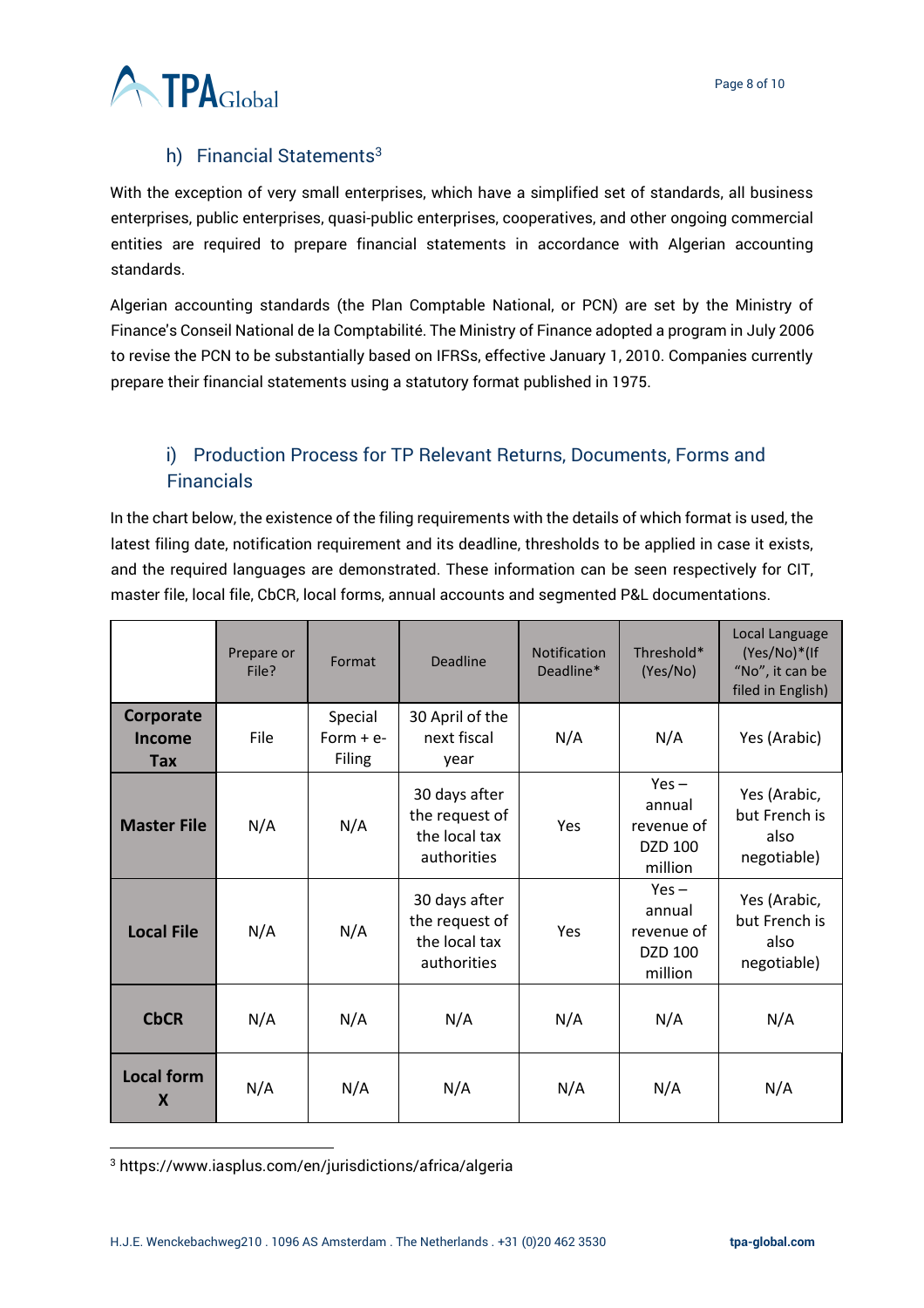## h) Financial Statements[3]

With the exception of very small enterprises, which have a simplified set of standards, all business enterprises, public enterprises, quasi-public enterprises, cooperatives, and other ongoing commercial entities are required to prepare financial statements in accordance with Algerian accounting standards.

Algerian accounting standards (the Plan Comptable National, or PCN) are set by the Ministry of Finance's Conseil National de la Comptabilité. The Ministry of Finance adopted a program in July 2006 to revise the PCN to be substantially based on IFRSs, effective January 1, 2010. Companies currently prepare their financial statements using a statutory format published in 1975.

## i) Production Process for TP Relevant Returns, Documents, Forms and Financials

In the chart below, the existence of the filing requirements with the details of which format is used, the latest filing date, notification requirement and its deadline, thresholds to be applied in case it exists, and the required languages are demonstrated. These information can be seen respectively for CIT, master file, local file, CbCR, local forms, annual accounts and segmented P&L documentations.

| | Prepare or File? | Format | Deadline | Notification Deadline* | Threshold* (Yes/No) | Local Language (Yes/No)*(If "No", it can be filed in English) |
|---|---|---|---|---|---|---|
| **Corporate Income Tax** | File | Special Form + e-Filing | 30 April of the next fiscal year | N/A | N/A | Yes (Arabic) |
| **Master File** | N/A | N/A | 30 days after the request of the local tax authorities | Yes | Yes – annual revenue of DZD 100 million | Yes (Arabic, but French is also negotiable) |
| **Local File** | N/A | N/A | 30 days after the request of the local tax authorities | Yes | Yes – annual revenue of DZD 100 million | Yes (Arabic, but French is also negotiable) |
| **CbCR** | N/A | N/A | N/A | N/A | N/A | N/A |
| **Local form X** | N/A | N/A | N/A | N/A | N/A | N/A |

[3] https://www.iasplus.com/en/jurisdictions/africa/algeria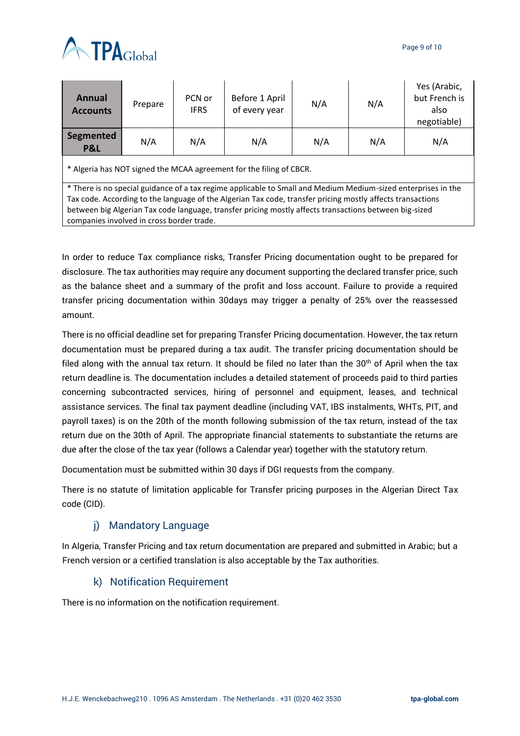| Annual Accounts | Prepare | PCN or IFRS | Before 1 April of every year | N/A | N/A | Yes (Arabic, but French is also negotiable) |
|---|---|---|---|---|---|---|
| **Segmented P&L** | N/A | N/A | N/A | N/A | N/A | N/A |

* Algeria has NOT signed the MCAA agreement for the filing of CBCR.

* There is no special guidance of a tax regime applicable to Small and Medium Medium-sized enterprises in the Tax code. According to the language of the Algerian Tax code, transfer pricing mostly affects transactions between big Algerian Tax code language, transfer pricing mostly affects transactions between big-sized companies involved in cross border trade.

In order to reduce Tax compliance risks, Transfer Pricing documentation ought to be prepared for disclosure. The tax authorities may require any document supporting the declared transfer price, such as the balance sheet and a summary of the profit and loss account. Failure to provide a required transfer pricing documentation within 30days may trigger a penalty of 25% over the reassessed amount.

There is no official deadline set for preparing Transfer Pricing documentation. However, the tax return documentation must be prepared during a tax audit. The transfer pricing documentation should be filed along with the annual tax return. It should be filed no later than the 30th of April when the tax return deadline is. The documentation includes a detailed statement of proceeds paid to third parties concerning subcontracted services, hiring of personnel and equipment, leases, and technical assistance services. The final tax payment deadline (including VAT, IBS instalments, WHTs, PIT, and payroll taxes) is on the 20th of the month following submission of the tax return, instead of the tax return due on the 30th of April. The appropriate financial statements to substantiate the returns are due after the close of the tax year (follows a Calendar year) together with the statutory return.

Documentation must be submitted within 30 days if DGI requests from the company.

There is no statute of limitation applicable for Transfer pricing purposes in the Algerian Direct Tax code (CID).

### j) Mandatory Language

In Algeria, Transfer Pricing and tax return documentation are prepared and submitted in Arabic; but a French version or a certified translation is also acceptable by the Tax authorities.

### k) Notification Requirement

There is no information on the notification requirement.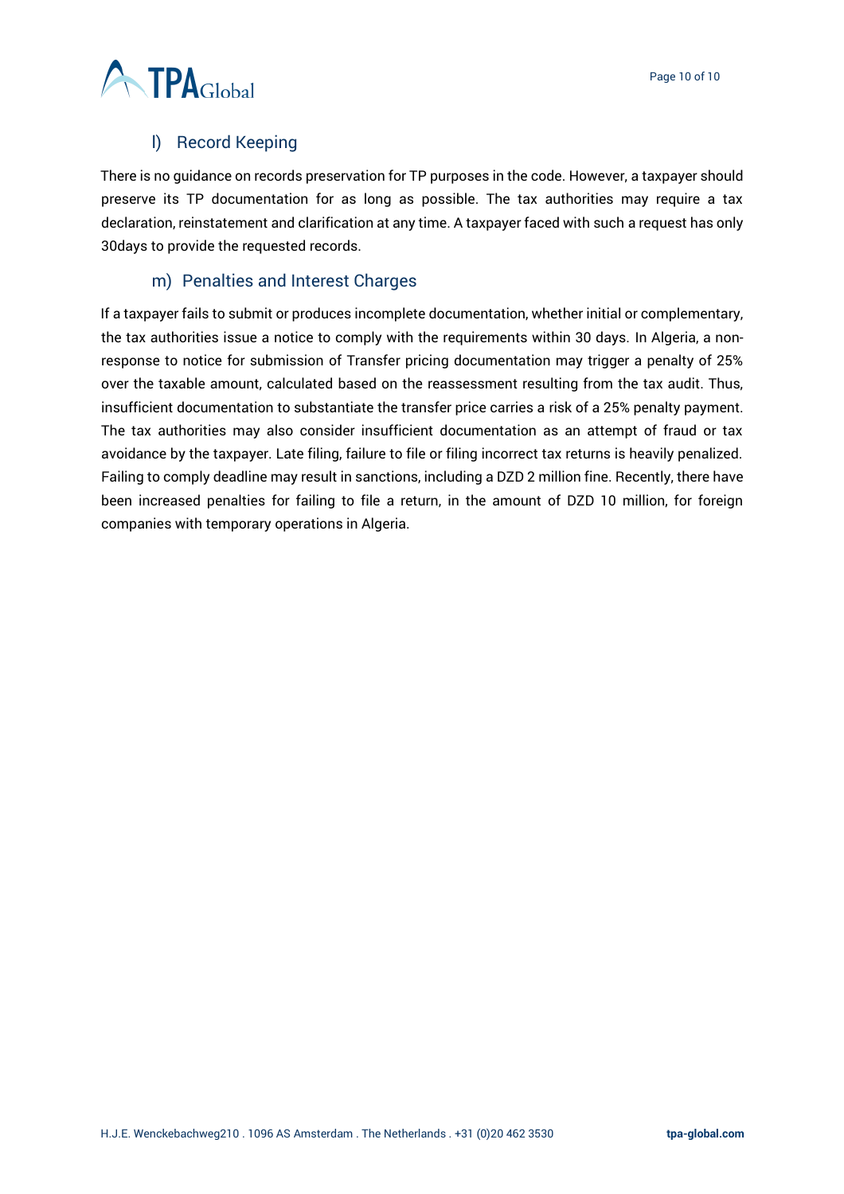## l) Record Keeping

There is no guidance on records preservation for TP purposes in the code. However, a taxpayer should preserve its TP documentation for as long as possible. The tax authorities may require a tax declaration, reinstatement and clarification at any time. A taxpayer faced with such a request has only 30days to provide the requested records.

## m) Penalties and Interest Charges

If a taxpayer fails to submit or produces incomplete documentation, whether initial or complementary, the tax authorities issue a notice to comply with the requirements within 30 days. In Algeria, a non-response to notice for submission of Transfer pricing documentation may trigger a penalty of 25% over the taxable amount, calculated based on the reassessment resulting from the tax audit. Thus, insufficient documentation to substantiate the transfer price carries a risk of a 25% penalty payment. The tax authorities may also consider insufficient documentation as an attempt of fraud or tax avoidance by the taxpayer. Late filing, failure to file or filing incorrect tax returns is heavily penalized. Failing to comply deadline may result in sanctions, including a DZD 2 million fine. Recently, there have been increased penalties for failing to file a return, in the amount of DZD 10 million, for foreign companies with temporary operations in Algeria.